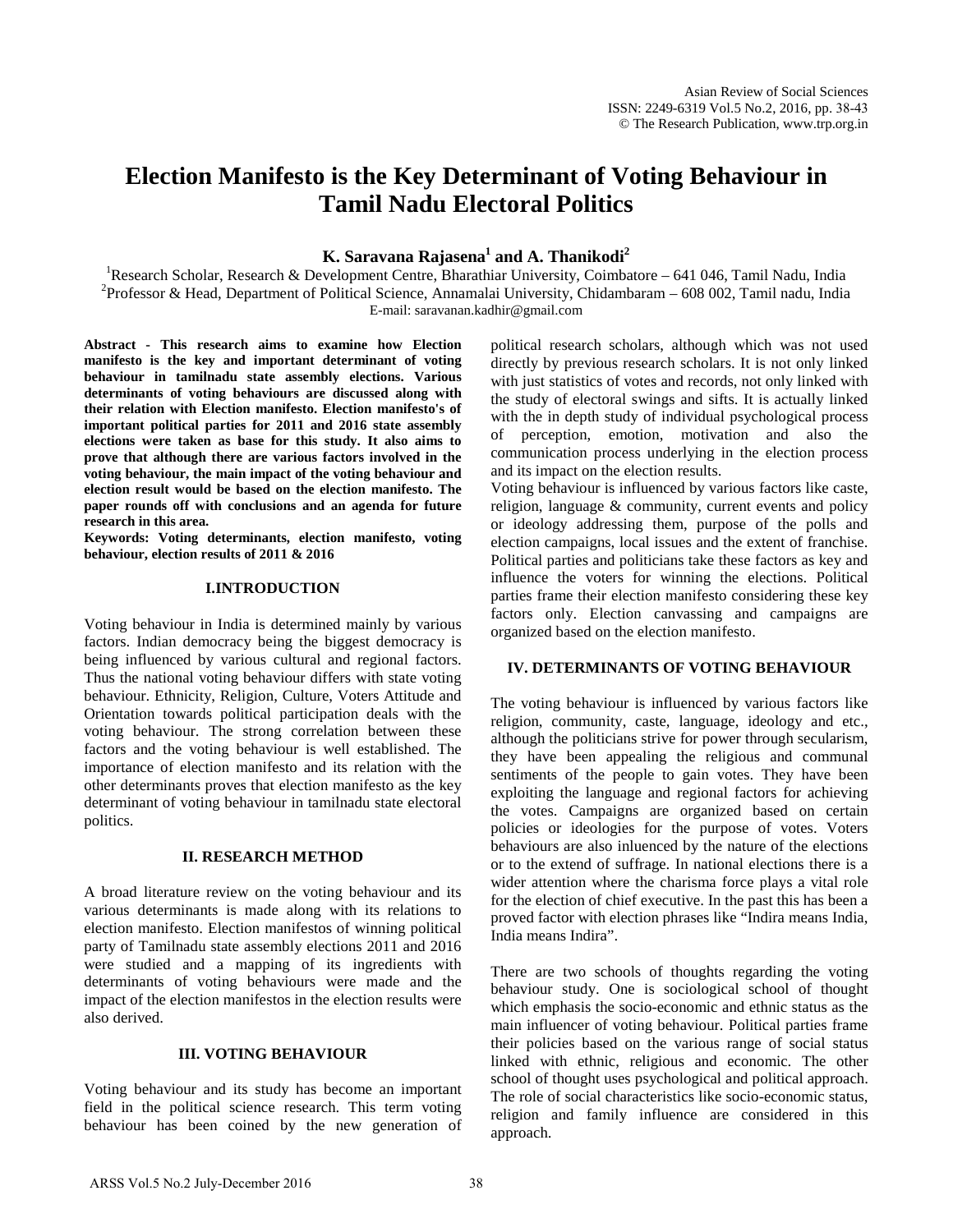# Election Manifesto is the Key Determinant of Voting Behaviour in Tamil Nadu Electoral Politics

**K. Saravana Rajasena[1] and A. Thanikodi[2]**

[1]Research Scholar, Research & Development Centre, Bharathiar University, Coimbatore – 641 046, Tamil Nadu, India
[2]Professor & Head, Department of Political Science, Annamalai University, Chidambaram – 608 002, Tamil nadu, India
E-mail: saravanan.kadhir@gmail.com

**Abstract - This research aims to examine how Election manifesto is the key and important determinant of voting behaviour in tamilnadu state assembly elections. Various determinants of voting behaviours are discussed along with their relation with Election manifesto. Election manifesto's of important political parties for 2011 and 2016 state assembly elections were taken as base for this study. It also aims to prove that although there are various factors involved in the voting behaviour, the main impact of the voting behaviour and election result would be based on the election manifesto. The paper rounds off with conclusions and an agenda for future research in this area.**

**Keywords: Voting determinants, election manifesto, voting behaviour, election results of 2011 & 2016**

## I.INTRODUCTION

Voting behaviour in India is determined mainly by various factors. Indian democracy being the biggest democracy is being influenced by various cultural and regional factors. Thus the national voting behaviour differs with state voting behaviour. Ethnicity, Religion, Culture, Voters Attitude and Orientation towards political participation deals with the voting behaviour. The strong correlation between these factors and the voting behaviour is well established. The importance of election manifesto and its relation with the other determinants proves that election manifesto as the key determinant of voting behaviour in tamilnadu state electoral politics.

## II. RESEARCH METHOD

A broad literature review on the voting behaviour and its various determinants is made along with its relations to election manifesto. Election manifestos of winning political party of Tamilnadu state assembly elections 2011 and 2016 were studied and a mapping of its ingredients with determinants of voting behaviours were made and the impact of the election manifestos in the election results were also derived.

## III. VOTING BEHAVIOUR

Voting behaviour and its study has become an important field in the political science research. This term voting behaviour has been coined by the new generation of political research scholars, although which was not used directly by previous research scholars. It is not only linked with just statistics of votes and records, not only linked with the study of electoral swings and sifts. It is actually linked with the in depth study of individual psychological process of perception, emotion, motivation and also the communication process underlying in the election process and its impact on the election results.

Voting behaviour is influenced by various factors like caste, religion, language & community, current events and policy or ideology addressing them, purpose of the polls and election campaigns, local issues and the extent of franchise. Political parties and politicians take these factors as key and influence the voters for winning the elections. Political parties frame their election manifesto considering these key factors only. Election canvassing and campaigns are organized based on the election manifesto.

## IV. DETERMINANTS OF VOTING BEHAVIOUR

The voting behaviour is influenced by various factors like religion, community, caste, language, ideology and etc., although the politicians strive for power through secularism, they have been appealing the religious and communal sentiments of the people to gain votes. They have been exploiting the language and regional factors for achieving the votes. Campaigns are organized based on certain policies or ideologies for the purpose of votes. Voters behaviours are also inluenced by the nature of the elections or to the extend of suffrage. In national elections there is a wider attention where the charisma force plays a vital role for the election of chief executive. In the past this has been a proved factor with election phrases like "Indira means India, India means Indira".

There are two schools of thoughts regarding the voting behaviour study. One is sociological school of thought which emphasis the socio-economic and ethnic status as the main influencer of voting behaviour. Political parties frame their policies based on the various range of social status linked with ethnic, religious and economic. The other school of thought uses psychological and political approach. The role of social characteristics like socio-economic status, religion and family influence are considered in this approach.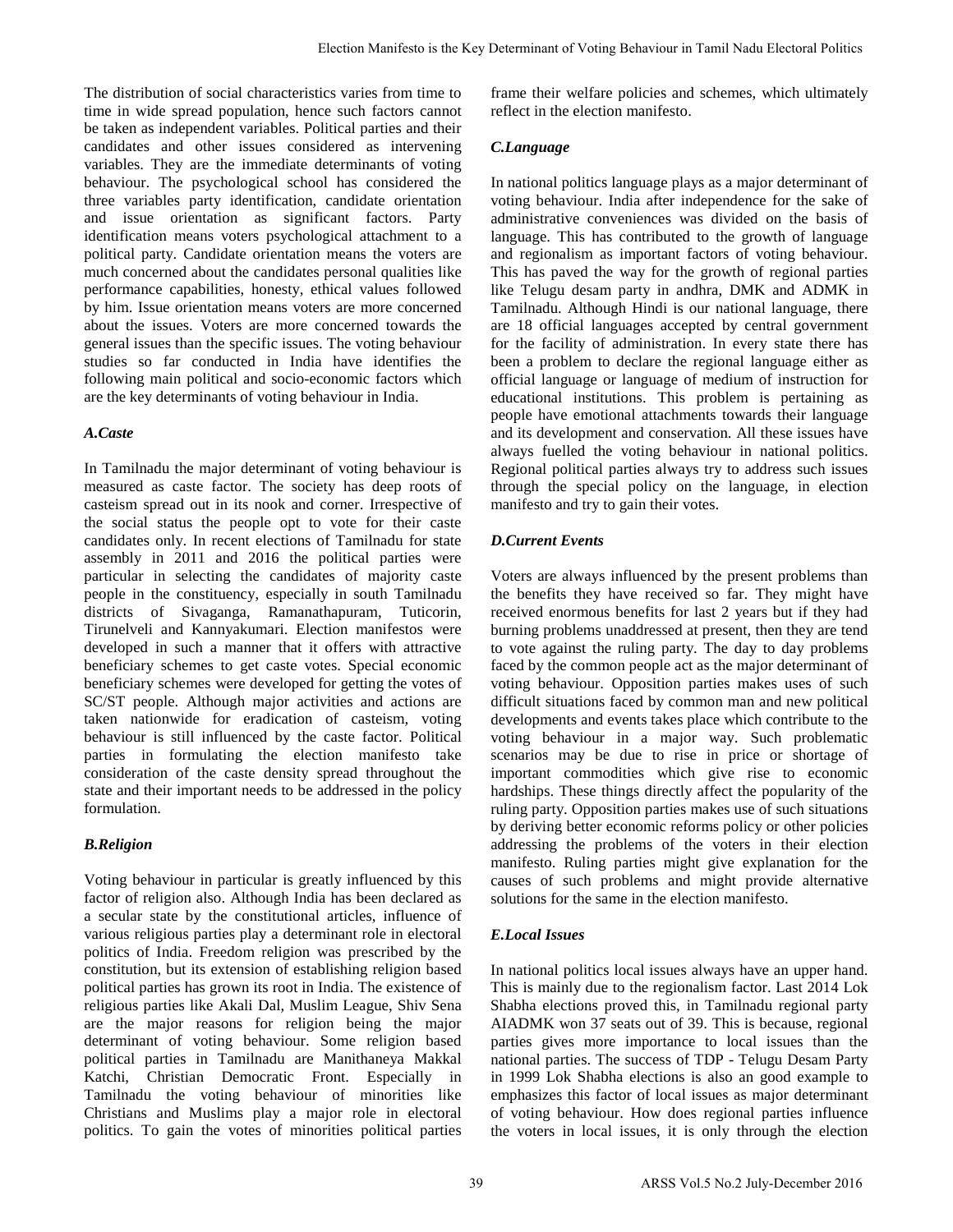The distribution of social characteristics varies from time to time in wide spread population, hence such factors cannot be taken as independent variables. Political parties and their candidates and other issues considered as intervening variables. They are the immediate determinants of voting behaviour. The psychological school has considered the three variables party identification, candidate orientation and issue orientation as significant factors. Party identification means voters psychological attachment to a political party. Candidate orientation means the voters are much concerned about the candidates personal qualities like performance capabilities, honesty, ethical values followed by him. Issue orientation means voters are more concerned about the issues. Voters are more concerned towards the general issues than the specific issues. The voting behaviour studies so far conducted in India have identifies the following main political and socio-economic factors which are the key determinants of voting behaviour in India.

### *A.Caste*

In Tamilnadu the major determinant of voting behaviour is measured as caste factor. The society has deep roots of casteism spread out in its nook and corner. Irrespective of the social status the people opt to vote for their caste candidates only. In recent elections of Tamilnadu for state assembly in 2011 and 2016 the political parties were particular in selecting the candidates of majority caste people in the constituency, especially in south Tamilnadu districts of Sivaganga, Ramanathapuram, Tuticorin, Tirunelveli and Kannyakumari. Election manifestos were developed in such a manner that it offers with attractive beneficiary schemes to get caste votes. Special economic beneficiary schemes were developed for getting the votes of SC/ST people. Although major activities and actions are taken nationwide for eradication of casteism, voting behaviour is still influenced by the caste factor. Political parties in formulating the election manifesto take consideration of the caste density spread throughout the state and their important needs to be addressed in the policy formulation.

### *B.Religion*

Voting behaviour in particular is greatly influenced by this factor of religion also. Although India has been declared as a secular state by the constitutional articles, influence of various religious parties play a determinant role in electoral politics of India. Freedom religion was prescribed by the constitution, but its extension of establishing religion based political parties has grown its root in India. The existence of religious parties like Akali Dal, Muslim League, Shiv Sena are the major reasons for religion being the major determinant of voting behaviour. Some religion based political parties in Tamilnadu are Manithaneya Makkal Katchi, Christian Democratic Front. Especially in Tamilnadu the voting behaviour of minorities like Christians and Muslims play a major role in electoral politics. To gain the votes of minorities political parties frame their welfare policies and schemes, which ultimately reflect in the election manifesto.

### *C.Language*

In national politics language plays as a major determinant of voting behaviour. India after independence for the sake of administrative conveniences was divided on the basis of language. This has contributed to the growth of language and regionalism as important factors of voting behaviour. This has paved the way for the growth of regional parties like Telugu desam party in andhra, DMK and ADMK in Tamilnadu. Although Hindi is our national language, there are 18 official languages accepted by central government for the facility of administration. In every state there has been a problem to declare the regional language either as official language or language of medium of instruction for educational institutions. This problem is pertaining as people have emotional attachments towards their language and its development and conservation. All these issues have always fuelled the voting behaviour in national politics. Regional political parties always try to address such issues through the special policy on the language, in election manifesto and try to gain their votes.

### *D.Current Events*

Voters are always influenced by the present problems than the benefits they have received so far. They might have received enormous benefits for last 2 years but if they had burning problems unaddressed at present, then they are tend to vote against the ruling party. The day to day problems faced by the common people act as the major determinant of voting behaviour. Opposition parties makes uses of such difficult situations faced by common man and new political developments and events takes place which contribute to the voting behaviour in a major way. Such problematic scenarios may be due to rise in price or shortage of important commodities which give rise to economic hardships. These things directly affect the popularity of the ruling party. Opposition parties makes use of such situations by deriving better economic reforms policy or other policies addressing the problems of the voters in their election manifesto. Ruling parties might give explanation for the causes of such problems and might provide alternative solutions for the same in the election manifesto.

### *E.Local Issues*

In national politics local issues always have an upper hand. This is mainly due to the regionalism factor. Last 2014 Lok Shabha elections proved this, in Tamilnadu regional party AIADMK won 37 seats out of 39. This is because, regional parties gives more importance to local issues than the national parties. The success of TDP - Telugu Desam Party in 1999 Lok Shabha elections is also an good example to emphasizes this factor of local issues as major determinant of voting behaviour. How does regional parties influence the voters in local issues, it is only through the election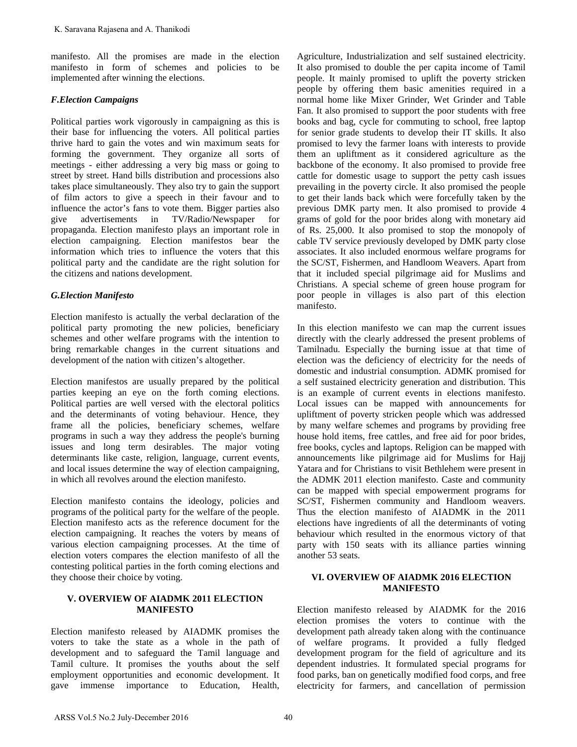manifesto. All the promises are made in the election manifesto in form of schemes and policies to be implemented after winning the elections.

### *F.Election Campaigns*

Political parties work vigorously in campaigning as this is their base for influencing the voters. All political parties thrive hard to gain the votes and win maximum seats for forming the government. They organize all sorts of meetings - either addressing a very big mass or going to street by street. Hand bills distribution and processions also takes place simultaneously. They also try to gain the support of film actors to give a speech in their favour and to influence the actor's fans to vote them. Bigger parties also give advertisements in TV/Radio/Newspaper for propaganda. Election manifesto plays an important role in election campaigning. Election manifestos bear the information which tries to influence the voters that this political party and the candidate are the right solution for the citizens and nations development.

### *G.Election Manifesto*

Election manifesto is actually the verbal declaration of the political party promoting the new policies, beneficiary schemes and other welfare programs with the intention to bring remarkable changes in the current situations and development of the nation with citizen's altogether.

Election manifestos are usually prepared by the political parties keeping an eye on the forth coming elections. Political parties are well versed with the electoral politics and the determinants of voting behaviour. Hence, they frame all the policies, beneficiary schemes, welfare programs in such a way they address the people's burning issues and long term desirables. The major voting determinants like caste, religion, language, current events, and local issues determine the way of election campaigning, in which all revolves around the election manifesto.

Election manifesto contains the ideology, policies and programs of the political party for the welfare of the people. Election manifesto acts as the reference document for the election campaigning. It reaches the voters by means of various election campaigning processes. At the time of election voters compares the election manifesto of all the contesting political parties in the forth coming elections and they choose their choice by voting.

## V. OVERVIEW OF AIADMK 2011 ELECTION MANIFESTO

Election manifesto released by AIADMK promises the voters to take the state as a whole in the path of development and to safeguard the Tamil language and Tamil culture. It promises the youths about the self employment opportunities and economic development. It gave immense importance to Education, Health, Agriculture, Industrialization and self sustained electricity. It also promised to double the per capita income of Tamil people. It mainly promised to uplift the poverty stricken people by offering them basic amenities required in a normal home like Mixer Grinder, Wet Grinder and Table Fan. It also promised to support the poor students with free books and bag, cycle for commuting to school, free laptop for senior grade students to develop their IT skills. It also promised to levy the farmer loans with interests to provide them an upliftment as it considered agriculture as the backbone of the economy. It also promised to provide free cattle for domestic usage to support the petty cash issues prevailing in the poverty circle. It also promised the people to get their lands back which were forcefully taken by the previous DMK party men. It also promised to provide 4 grams of gold for the poor brides along with monetary aid of Rs. 25,000. It also promised to stop the monopoly of cable TV service previously developed by DMK party close associates. It also included enormous welfare programs for the SC/ST, Fishermen, and Handloom Weavers. Apart from that it included special pilgrimage aid for Muslims and Christians. A special scheme of green house program for poor people in villages is also part of this election manifesto.

In this election manifesto we can map the current issues directly with the clearly addressed the present problems of Tamilnadu. Especially the burning issue at that time of election was the deficiency of electricity for the needs of domestic and industrial consumption. ADMK promised for a self sustained electricity generation and distribution. This is an example of current events in elections manifesto. Local issues can be mapped with announcements for upliftment of poverty stricken people which was addressed by many welfare schemes and programs by providing free house hold items, free cattles, and free aid for poor brides, free books, cycles and laptops. Religion can be mapped with announcements like pilgrimage aid for Muslims for Hajj Yatara and for Christians to visit Bethlehem were present in the ADMK 2011 election manifesto. Caste and community can be mapped with special empowerment programs for SC/ST, Fishermen community and Handloom weavers. Thus the election manifesto of AIADMK in the 2011 elections have ingredients of all the determinants of voting behaviour which resulted in the enormous victory of that party with 150 seats with its alliance parties winning another 53 seats.

## VI. OVERVIEW OF AIADMK 2016 ELECTION MANIFESTO

Election manifesto released by AIADMK for the 2016 election promises the voters to continue with the development path already taken along with the continuance of welfare programs. It provided a fully fledged development program for the field of agriculture and its dependent industries. It formulated special programs for food parks, ban on genetically modified food corps, and free electricity for farmers, and cancellation of permission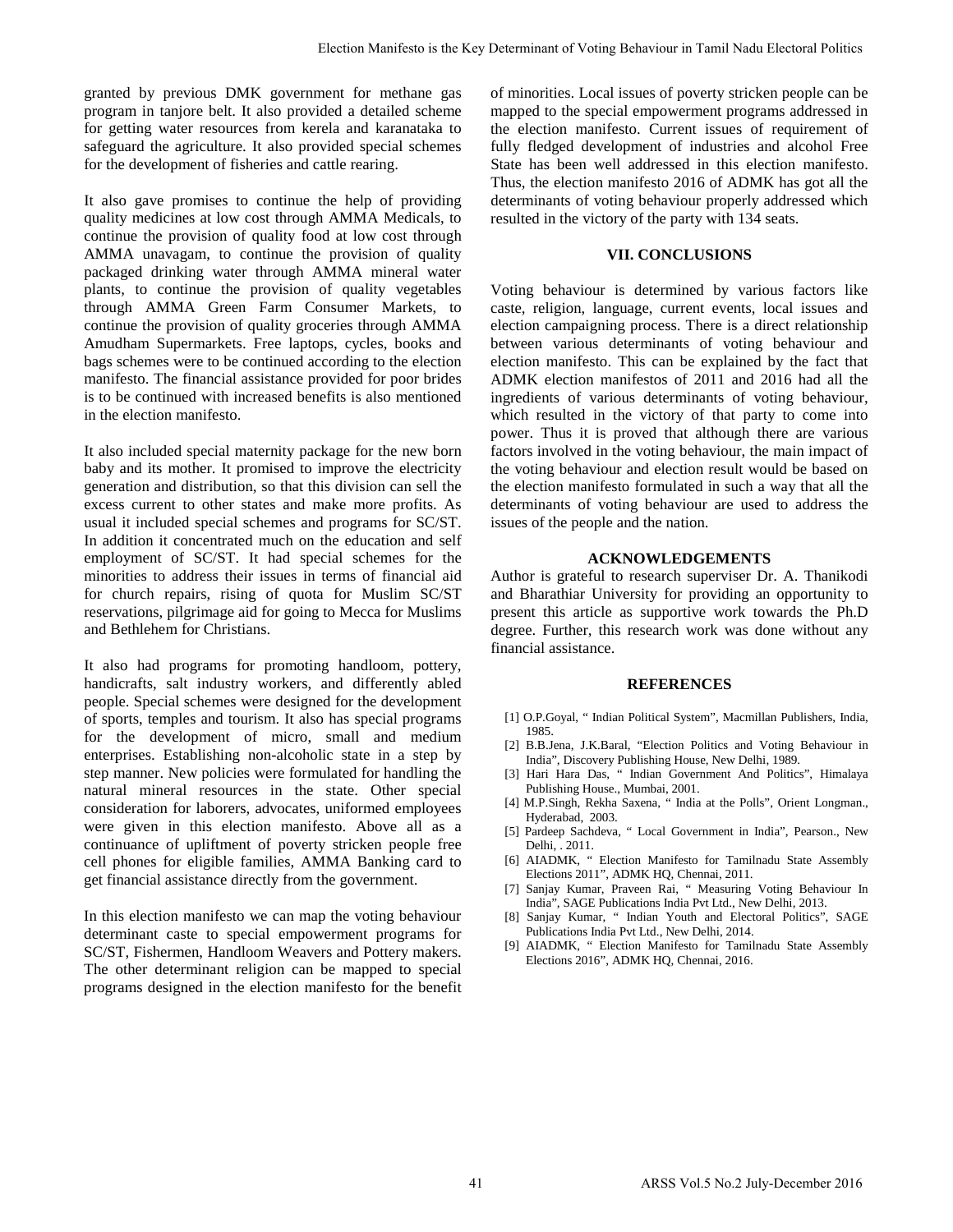granted by previous DMK government for methane gas program in tanjore belt. It also provided a detailed scheme for getting water resources from kerela and karanataka to safeguard the agriculture. It also provided special schemes for the development of fisheries and cattle rearing.

It also gave promises to continue the help of providing quality medicines at low cost through AMMA Medicals, to continue the provision of quality food at low cost through AMMA unavagam, to continue the provision of quality packaged drinking water through AMMA mineral water plants, to continue the provision of quality vegetables through AMMA Green Farm Consumer Markets, to continue the provision of quality groceries through AMMA Amudham Supermarkets. Free laptops, cycles, books and bags schemes were to be continued according to the election manifesto. The financial assistance provided for poor brides is to be continued with increased benefits is also mentioned in the election manifesto.

It also included special maternity package for the new born baby and its mother. It promised to improve the electricity generation and distribution, so that this division can sell the excess current to other states and make more profits. As usual it included special schemes and programs for SC/ST. In addition it concentrated much on the education and self employment of SC/ST. It had special schemes for the minorities to address their issues in terms of financial aid for church repairs, rising of quota for Muslim SC/ST reservations, pilgrimage aid for going to Mecca for Muslims and Bethlehem for Christians.

It also had programs for promoting handloom, pottery, handicrafts, salt industry workers, and differently abled people. Special schemes were designed for the development of sports, temples and tourism. It also has special programs for the development of micro, small and medium enterprises. Establishing non-alcoholic state in a step by step manner. New policies were formulated for handling the natural mineral resources in the state. Other special consideration for laborers, advocates, uniformed employees were given in this election manifesto. Above all as a continuance of upliftment of poverty stricken people free cell phones for eligible families, AMMA Banking card to get financial assistance directly from the government.

In this election manifesto we can map the voting behaviour determinant caste to special empowerment programs for SC/ST, Fishermen, Handloom Weavers and Pottery makers. The other determinant religion can be mapped to special programs designed in the election manifesto for the benefit of minorities. Local issues of poverty stricken people can be mapped to the special empowerment programs addressed in the election manifesto. Current issues of requirement of fully fledged development of industries and alcohol Free State has been well addressed in this election manifesto. Thus, the election manifesto 2016 of ADMK has got all the determinants of voting behaviour properly addressed which resulted in the victory of the party with 134 seats.

## VII. CONCLUSIONS

Voting behaviour is determined by various factors like caste, religion, language, current events, local issues and election campaigning process. There is a direct relationship between various determinants of voting behaviour and election manifesto. This can be explained by the fact that ADMK election manifestos of 2011 and 2016 had all the ingredients of various determinants of voting behaviour, which resulted in the victory of that party to come into power. Thus it is proved that although there are various factors involved in the voting behaviour, the main impact of the voting behaviour and election result would be based on the election manifesto formulated in such a way that all the determinants of voting behaviour are used to address the issues of the people and the nation.

## ACKNOWLEDGEMENTS

Author is grateful to research superviser Dr. A. Thanikodi and Bharathiar University for providing an opportunity to present this article as supportive work towards the Ph.D degree. Further, this research work was done without any financial assistance.

## REFERENCES

[1] O.P.Goyal, " Indian Political System", Macmillan Publishers, India, 1985.

[2] B.B.Jena, J.K.Baral, "Election Politics and Voting Behaviour in India", Discovery Publishing House, New Delhi, 1989.

[3] Hari Hara Das, " Indian Government And Politics", Himalaya Publishing House., Mumbai, 2001.

[4] M.P.Singh, Rekha Saxena, " India at the Polls", Orient Longman., Hyderabad, 2003.

[5] Pardeep Sachdeva, " Local Government in India", Pearson., New Delhi, . 2011.

[6] AIADMK, " Election Manifesto for Tamilnadu State Assembly Elections 2011", ADMK HQ, Chennai, 2011.

[7] Sanjay Kumar, Praveen Rai, " Measuring Voting Behaviour In India", SAGE Publications India Pvt Ltd., New Delhi, 2013.

[8] Sanjay Kumar, " Indian Youth and Electoral Politics", SAGE Publications India Pvt Ltd., New Delhi, 2014.

[9] AIADMK, " Election Manifesto for Tamilnadu State Assembly Elections 2016", ADMK HQ, Chennai, 2016.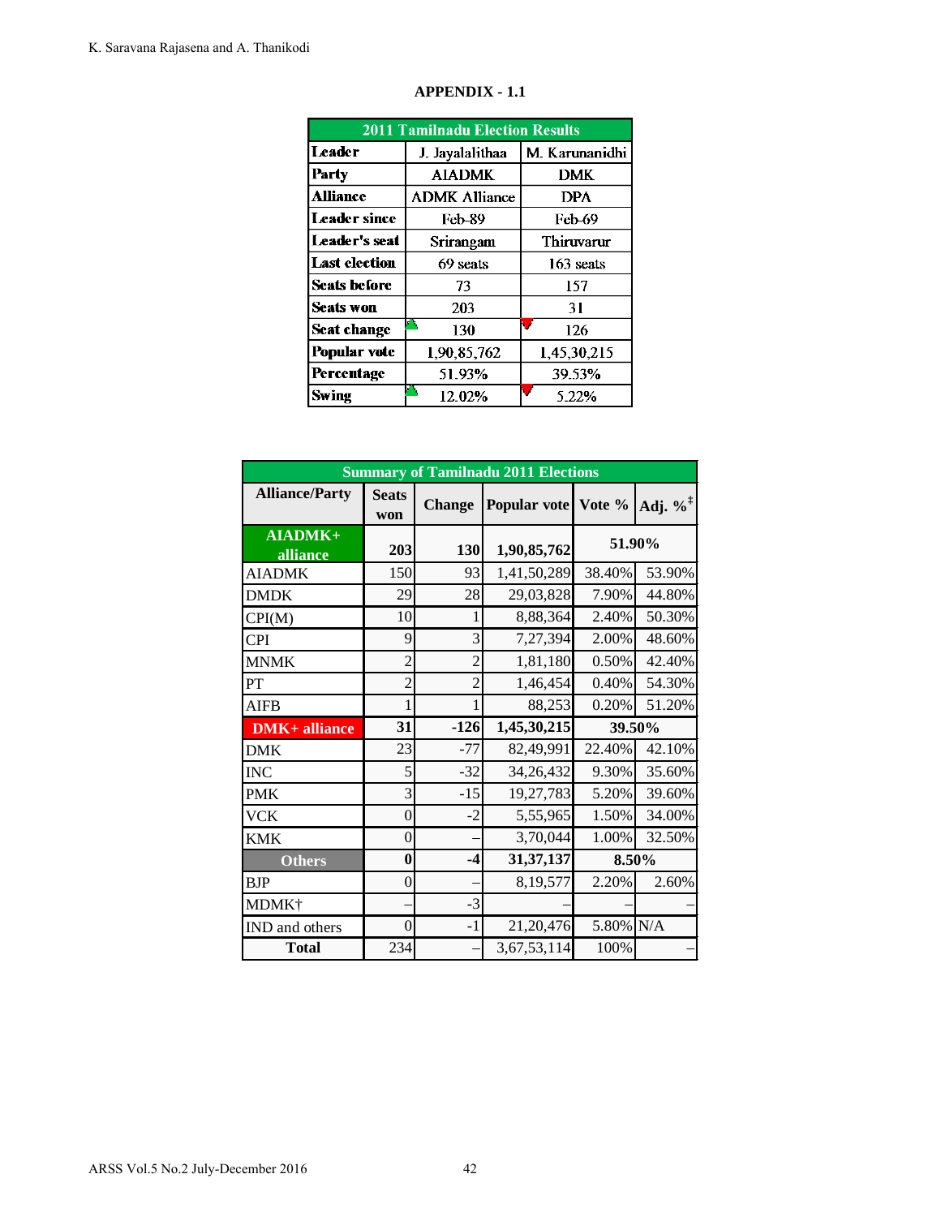**APPENDIX - 1.1**

| 2011 Tamilnadu Election Results | | |
|---|---|---|
| Leader | J. Jayalalithaa | M. Karunanidhi |
| Party | AIADMK | DMK |
| Alliance | ADMK Alliance | DPA |
| Leader since | Feb-89 | Feb-69 |
| Leader's seat | Srirangam | Thiruvarur |
| Last election | 69 seats | 163 seats |
| Seats before | 73 | 157 |
| Seats won | 203 | 31 |
| Seat change | ▲ 130 | ▼ 126 |
| Popular vote | 1,90,85,762 | 1,45,30,215 |
| Percentage | 51.93% | 39.53% |
| Swing | ▲ 12.02% | ▼ 5.22% |

| Summary of Tamilnadu 2011 Elections | | | | | |
|---|---|---|---|---|---|
| Alliance/Party | Seats won | Change | Popular vote | Vote % | Adj. %‡ |
| **AIADMK+ alliance** | **203** | **130** | **1,90,85,762** | **51.90%** | |
| AIADMK | 150 | 93 | 1,41,50,289 | 38.40% | 53.90% |
| DMDK | 29 | 28 | 29,03,828 | 7.90% | 44.80% |
| CPI(M) | 10 | 1 | 8,88,364 | 2.40% | 50.30% |
| CPI | 9 | 3 | 7,27,394 | 2.00% | 48.60% |
| MNMK | 2 | 2 | 1,81,180 | 0.50% | 42.40% |
| PT | 2 | 2 | 1,46,454 | 0.40% | 54.30% |
| AIFB | 1 | 1 | 88,253 | 0.20% | 51.20% |
| **DMK+ alliance** | **31** | **-126** | **1,45,30,215** | **39.50%** | |
| DMK | 23 | -77 | 82,49,991 | 22.40% | 42.10% |
| INC | 5 | -32 | 34,26,432 | 9.30% | 35.60% |
| PMK | 3 | -15 | 19,27,783 | 5.20% | 39.60% |
| VCK | 0 | -2 | 5,55,965 | 1.50% | 34.00% |
| KMK | 0 | – | 3,70,044 | 1.00% | 32.50% |
| **Others** | **0** | **-4** | **31,37,137** | **8.50%** | |
| BJP | 0 | – | 8,19,577 | 2.20% | 2.60% |
| MDMK† | – | -3 | – | – | – |
| IND and others | 0 | -1 | 21,20,476 | 5.80% | N/A |
| **Total** | 234 | – | 3,67,53,114 | 100% | – |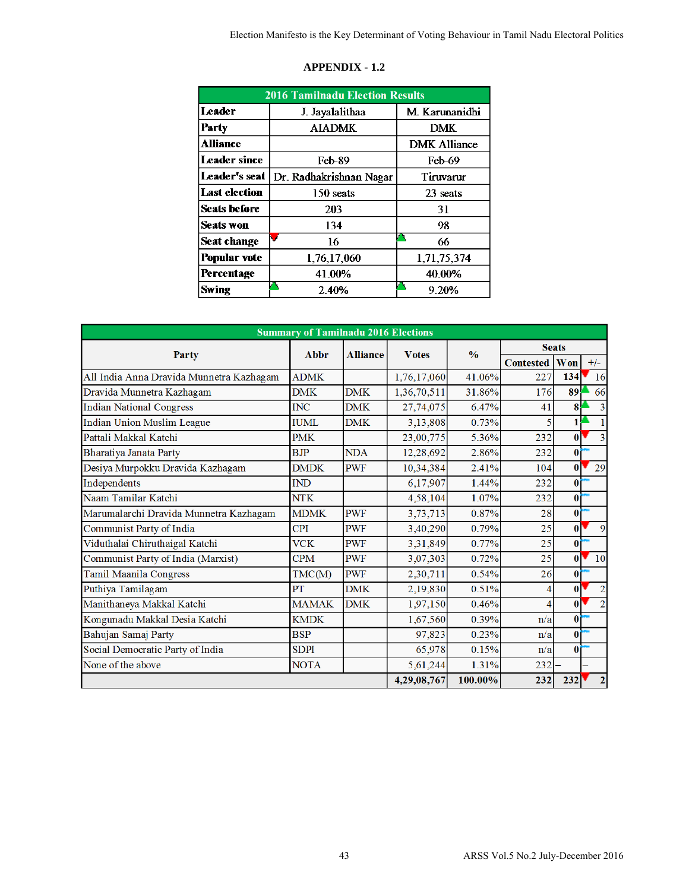## APPENDIX - 1.2

| 2016 Tamilnadu Election Results | | |
|---|---|---|
| Leader | J. Jayalalithaa | M. Karunanidhi |
| Party | AIADMK | DMK |
| Alliance | | DMK Alliance |
| Leader since | Feb-89 | Feb-69 |
| Leader's seat | Dr. Radhakrishnan Nagar | Tiruvarur |
| Last election | 150 seats | 23 seats |
| Seats before | 203 | 31 |
| Seats won | 134 | 98 |
| Seat change | ▼ 16 | ▲ 66 |
| Popular vote | 1,76,17,060 | 1,71,75,374 |
| Percentage | 41.00% | 40.00% |
| Swing | ▲ 2.40% | ▲ 9.20% |

**Summary of Tamilnadu 2016 Elections**

| Party | Abbr | Alliance | Votes | % | Seats | | |
|---|---|---|---|---|---|---|---|
| | | | | | Contested | Won | +/- |
| All India Anna Dravida Munnetra Kazhagam | ADMK | | 1,76,17,060 | 41.06% | 227 | 134 | ▼ 16 |
| Dravida Munnetra Kazhagam | DMK | DMK | 1,36,70,511 | 31.86% | 176 | 89 | ▲ 66 |
| Indian National Congress | INC | DMK | 27,74,075 | 6.47% | 41 | 8 | ▲ 3 |
| Indian Union Muslim League | IUML | DMK | 3,13,808 | 0.73% | 5 | 1 | ▲ 1 |
| Pattali Makkal Katchi | PMK | | 23,00,775 | 5.36% | 232 | 0 | ▼ 3 |
| Bharatiya Janata Party | BJP | NDA | 12,28,692 | 2.86% | 232 | 0 | |
| Desiya Murpokku Dravida Kazhagam | DMDK | PWF | 10,34,384 | 2.41% | 104 | 0 | ▼ 29 |
| Independents | IND | | 6,17,907 | 1.44% | 232 | 0 | |
| Naam Tamilar Katchi | NTK | | 4,58,104 | 1.07% | 232 | 0 | |
| Marumalarchi Dravida Munnetra Kazhagam | MDMK | PWF | 3,73,713 | 0.87% | 28 | 0 | |
| Communist Party of India | CPI | PWF | 3,40,290 | 0.79% | 25 | 0 | ▼ 9 |
| Viduthalai Chiruthaigal Katchi | VCK | PWF | 3,31,849 | 0.77% | 25 | 0 | |
| Communist Party of India (Marxist) | CPM | PWF | 3,07,303 | 0.72% | 25 | 0 | ▼ 10 |
| Tamil Maanila Congress | TMC(M) | PWF | 2,30,711 | 0.54% | 26 | 0 | |
| Puthiya Tamilagam | PT | DMK | 2,19,830 | 0.51% | 4 | 0 | ▼ 2 |
| Manithaneya Makkal Katchi | MAMAK | DMK | 1,97,150 | 0.46% | 4 | 0 | ▼ 2 |
| Kongunadu Makkal Desia Katchi | KMDK | | 1,67,560 | 0.39% | n/a | 0 | |
| Bahujan Samaj Party | BSP | | 97,823 | 0.23% | n/a | 0 | |
| Social Democratic Party of India | SDPI | | 65,978 | 0.15% | n/a | 0 | |
| None of the above | NOTA | | 5,61,244 | 1.31% | 232 | – | – |
| | | | **4,29,08,767** | **100.00%** | **232** | **232** | ▼ **2** |